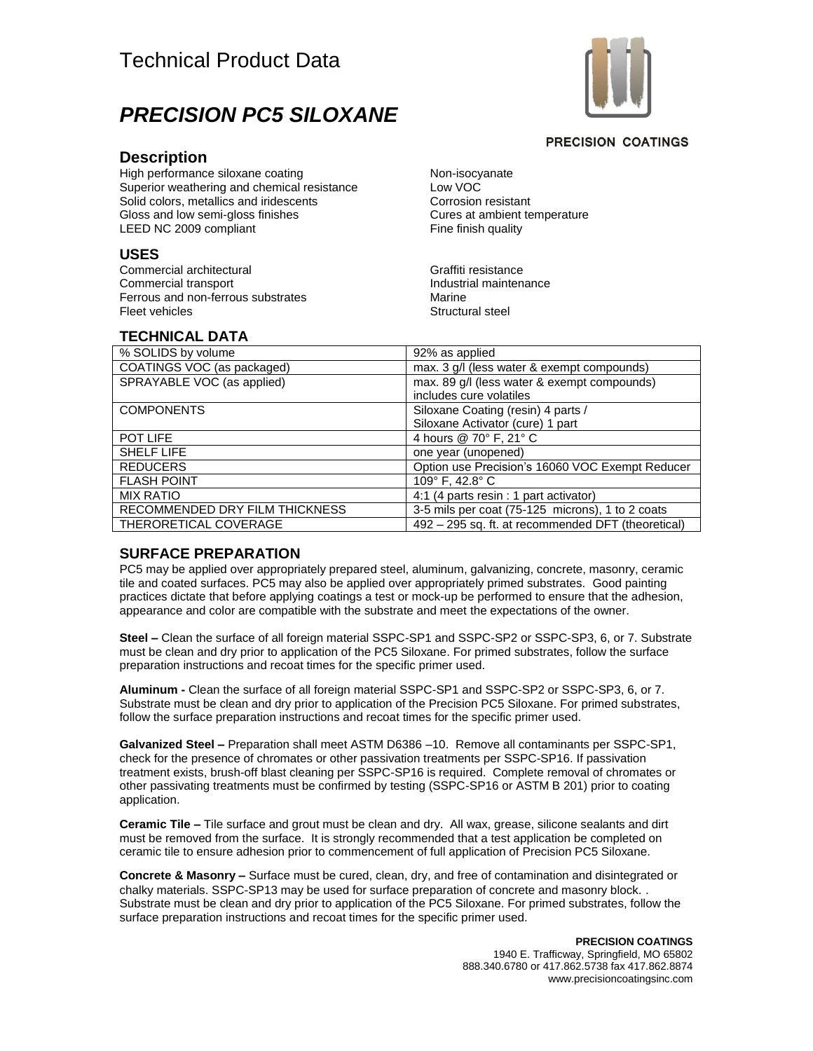# Technical Product Data

# *PRECISION PC5 SILOXANE*

PRECISION COATINGS

## Description

High performance siloxane coating
Superior weathering and chemical resistance
Solid colors, metallics and iridescents
Gloss and low semi-gloss finishes
LEED NC 2009 compliant

Non-isocyanate
Low VOC
Corrosion resistant
Cures at ambient temperature
Fine finish quality

## USES

Commercial architectural
Commercial transport
Ferrous and non-ferrous substrates
Fleet vehicles

Graffiti resistance
Industrial maintenance
Marine
Structural steel

## TECHNICAL DATA

| | |
|---|---|
| % SOLIDS by volume | 92% as applied |
| COATINGS VOC (as packaged) | max. 3 g/l (less water & exempt compounds) |
| SPRAYABLE VOC (as applied) | max. 89 g/l (less water & exempt compounds) includes cure volatiles |
| COMPONENTS | Siloxane Coating (resin) 4 parts / Siloxane Activator (cure) 1 part |
| POT LIFE | 4 hours @ 70° F, 21° C |
| SHELF LIFE | one year (unopened) |
| REDUCERS | Option use Precision's 16060 VOC Exempt Reducer |
| FLASH POINT | 109° F, 42.8° C |
| MIX RATIO | 4:1 (4 parts resin : 1 part activator) |
| RECOMMENDED DRY FILM THICKNESS | 3-5 mils per coat (75-125 microns), 1 to 2 coats |
| THERORETICAL COVERAGE | 492 – 295 sq. ft. at recommended DFT (theoretical) |

## SURFACE PREPARATION

PC5 may be applied over appropriately prepared steel, aluminum, galvanizing, concrete, masonry, ceramic tile and coated surfaces. PC5 may also be applied over appropriately primed substrates. Good painting practices dictate that before applying coatings a test or mock-up be performed to ensure that the adhesion, appearance and color are compatible with the substrate and meet the expectations of the owner.

**Steel –** Clean the surface of all foreign material SSPC-SP1 and SSPC-SP2 or SSPC-SP3, 6, or 7. Substrate must be clean and dry prior to application of the PC5 Siloxane. For primed substrates, follow the surface preparation instructions and recoat times for the specific primer used.

**Aluminum -** Clean the surface of all foreign material SSPC-SP1 and SSPC-SP2 or SSPC-SP3, 6, or 7. Substrate must be clean and dry prior to application of the Precision PC5 Siloxane. For primed substrates, follow the surface preparation instructions and recoat times for the specific primer used.

**Galvanized Steel –** Preparation shall meet ASTM D6386 –10. Remove all contaminants per SSPC-SP1, check for the presence of chromates or other passivation treatments per SSPC-SP16. If passivation treatment exists, brush-off blast cleaning per SSPC-SP16 is required. Complete removal of chromates or other passivating treatments must be confirmed by testing (SSPC-SP16 or ASTM B 201) prior to coating application.

**Ceramic Tile –** Tile surface and grout must be clean and dry. All wax, grease, silicone sealants and dirt must be removed from the surface. It is strongly recommended that a test application be completed on ceramic tile to ensure adhesion prior to commencement of full application of Precision PC5 Siloxane.

**Concrete & Masonry –** Surface must be cured, clean, dry, and free of contamination and disintegrated or chalky materials. SSPC-SP13 may be used for surface preparation of concrete and masonry block. . Substrate must be clean and dry prior to application of the PC5 Siloxane. For primed substrates, follow the surface preparation instructions and recoat times for the specific primer used.

**PRECISION COATINGS**
1940 E. Trafficway, Springfield, MO 65802
888.340.6780 or 417.862.5738 fax 417.862.8874
www.precisioncoatingsinc.com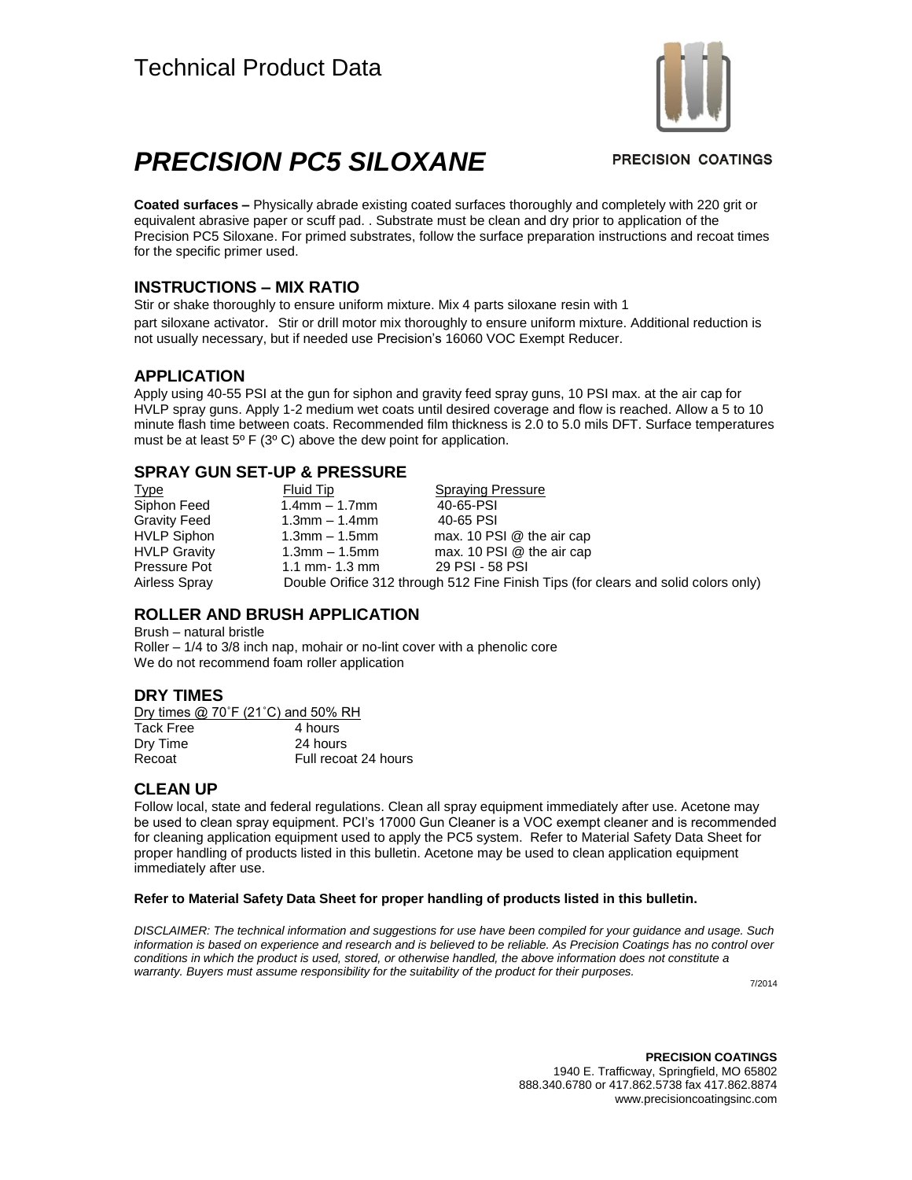# Technical Product Data

# *PRECISION PC5 SILOXANE*

PRECISION COATINGS

**Coated surfaces –** Physically abrade existing coated surfaces thoroughly and completely with 220 grit or equivalent abrasive paper or scuff pad. . Substrate must be clean and dry prior to application of the Precision PC5 Siloxane. For primed substrates, follow the surface preparation instructions and recoat times for the specific primer used.

## INSTRUCTIONS – MIX RATIO

Stir or shake thoroughly to ensure uniform mixture. Mix 4 parts siloxane resin with 1 part siloxane activator. Stir or drill motor mix thoroughly to ensure uniform mixture. Additional reduction is not usually necessary, but if needed use Precision's 16060 VOC Exempt Reducer.

## APPLICATION

Apply using 40-55 PSI at the gun for siphon and gravity feed spray guns, 10 PSI max. at the air cap for HVLP spray guns. Apply 1-2 medium wet coats until desired coverage and flow is reached. Allow a 5 to 10 minute flash time between coats. Recommended film thickness is 2.0 to 5.0 mils DFT. Surface temperatures must be at least 5º F (3º C) above the dew point for application.

## SPRAY GUN SET-UP & PRESSURE

| Type | Fluid Tip | Spraying Pressure |
|---|---|---|
| Siphon Feed | 1.4mm – 1.7mm | 40-65-PSI |
| Gravity Feed | 1.3mm – 1.4mm | 40-65 PSI |
| HVLP Siphon | 1.3mm – 1.5mm | max. 10 PSI @ the air cap |
| HVLP Gravity | 1.3mm – 1.5mm | max. 10 PSI @ the air cap |
| Pressure Pot | 1.1 mm- 1.3 mm | 29 PSI - 58 PSI |
| Airless Spray | Double Orifice 312 through 512 Fine Finish Tips (for clears and solid colors only) | |

## ROLLER AND BRUSH APPLICATION

Brush – natural bristle
Roller – 1/4 to 3/8 inch nap, mohair or no-lint cover with a phenolic core
We do not recommend foam roller application

## DRY TIMES

Dry times @ 70˚F (21˚C) and 50% RH

| | |
|---|---|
| Tack Free | 4 hours |
| Dry Time | 24 hours |
| Recoat | Full recoat 24 hours |

## CLEAN UP

Follow local, state and federal regulations. Clean all spray equipment immediately after use. Acetone may be used to clean spray equipment. PCI's 17000 Gun Cleaner is a VOC exempt cleaner and is recommended for cleaning application equipment used to apply the PC5 system. Refer to Material Safety Data Sheet for proper handling of products listed in this bulletin. Acetone may be used to clean application equipment immediately after use.

**Refer to Material Safety Data Sheet for proper handling of products listed in this bulletin.**

*DISCLAIMER: The technical information and suggestions for use have been compiled for your guidance and usage. Such information is based on experience and research and is believed to be reliable. As Precision Coatings has no control over conditions in which the product is used, stored, or otherwise handled, the above information does not constitute a warranty. Buyers must assume responsibility for the suitability of the product for their purposes.*

7/2014

**PRECISION COATINGS**
1940 E. Trafficway, Springfield, MO 65802
888.340.6780 or 417.862.5738 fax 417.862.8874
www.precisioncoatingsinc.com